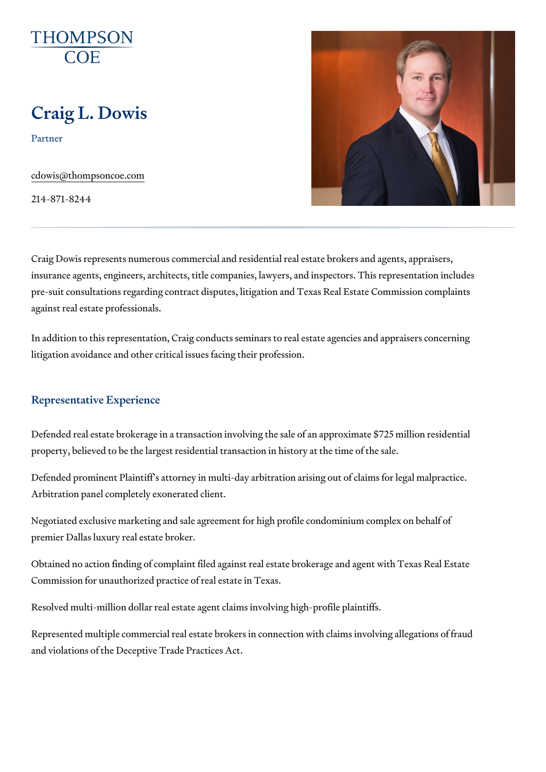THOMPSON COE

# Craig L. Dowis

Partner

cdowis@thompsoncoe.com

214-871-8244

Craig Dowis represents numerous commercial and residential real estate brokers and agents, appraisers, insurance agents, engineers, architects, title companies, lawyers, and inspectors. This representation includes pre-suit consultations regarding contract disputes, litigation and Texas Real Estate Commission complaints against real estate professionals.

In addition to this representation, Craig conducts seminars to real estate agencies and appraisers concerning litigation avoidance and other critical issues facing their profession.

## Representative Experience

Defended real estate brokerage in a transaction involving the sale of an approximate $725 million residential property, believed to be the largest residential transaction in history at the time of the sale.

Defended prominent Plaintiff's attorney in multi-day arbitration arising out of claims for legal malpractice. Arbitration panel completely exonerated client.

Negotiated exclusive marketing and sale agreement for high profile condominium complex on behalf of premier Dallas luxury real estate broker.

Obtained no action finding of complaint filed against real estate brokerage and agent with Texas Real Estate Commission for unauthorized practice of real estate in Texas.

Resolved multi-million dollar real estate agent claims involving high-profile plaintiffs.

Represented multiple commercial real estate brokers in connection with claims involving allegations of fraud and violations of the Deceptive Trade Practices Act.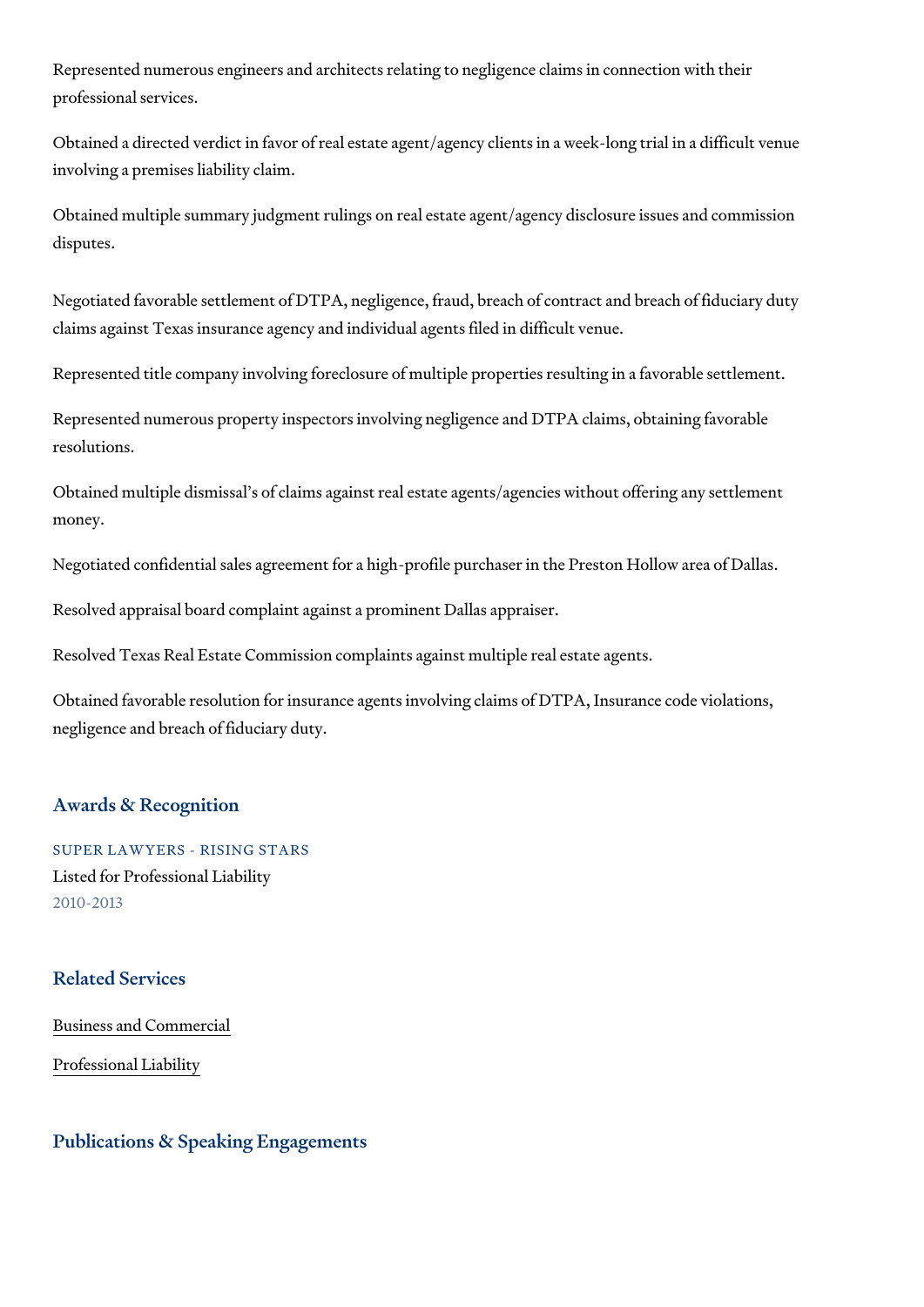Represented numerous engineers and architects relating to negligence claims in connection with their professional services.

Obtained a directed verdict in favor of real estate agent/agency clients in a week-long trial in a difficult venue involving a premises liability claim.

Obtained multiple summary judgment rulings on real estate agent/agency disclosure issues and commission disputes.

Negotiated favorable settlement of DTPA, negligence, fraud, breach of contract and breach of fiduciary duty claims against Texas insurance agency and individual agents filed in difficult venue.

Represented title company involving foreclosure of multiple properties resulting in a favorable settlement.

Represented numerous property inspectors involving negligence and DTPA claims, obtaining favorable resolutions.

Obtained multiple dismissal's of claims against real estate agents/agencies without offering any settlement money.

Negotiated confidential sales agreement for a high-profile purchaser in the Preston Hollow area of Dallas.

Resolved appraisal board complaint against a prominent Dallas appraiser.

Resolved Texas Real Estate Commission complaints against multiple real estate agents.

Obtained favorable resolution for insurance agents involving claims of DTPA, Insurance code violations, negligence and breach of fiduciary duty.

## Awards & Recognition

SUPER LAWYERS - RISING STARS
Listed for Professional Liability
2010-2013

## Related Services

Business and Commercial

Professional Liability

## Publications & Speaking Engagements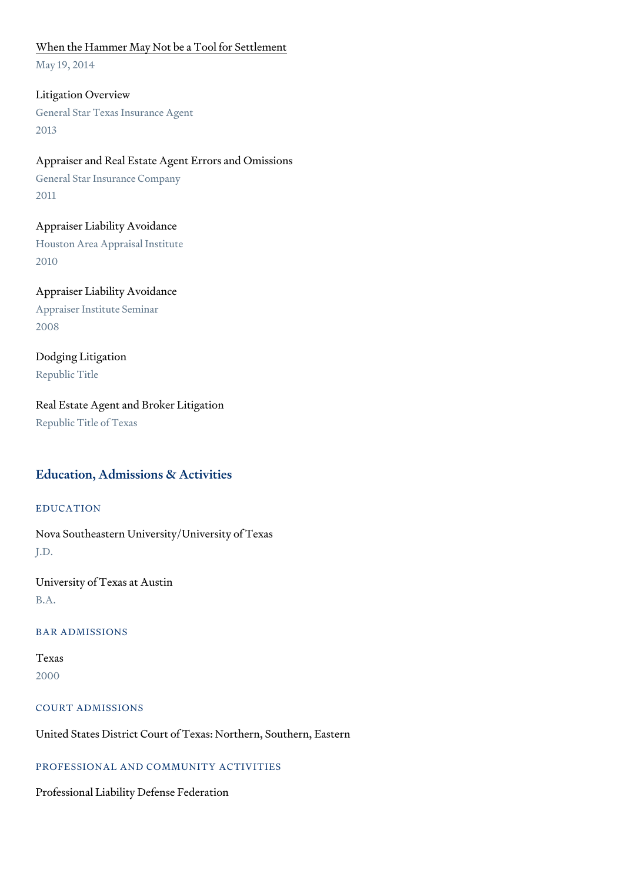[When the Hammer May Not be a Tool for Settlement]
May 19, 2014

Litigation Overview
General Star Texas Insurance Agent
2013

Appraiser and Real Estate Agent Errors and Omissions
General Star Insurance Company
2011

Appraiser Liability Avoidance
Houston Area Appraisal Institute
2010

Appraiser Liability Avoidance
Appraiser Institute Seminar
2008

Dodging Litigation
Republic Title

Real Estate Agent and Broker Litigation
Republic Title of Texas

## Education, Admissions & Activities

### EDUCATION

Nova Southeastern University/University of Texas
J.D.

University of Texas at Austin
B.A.

### BAR ADMISSIONS

Texas
2000

### COURT ADMISSIONS

United States District Court of Texas: Northern, Southern, Eastern

### PROFESSIONAL AND COMMUNITY ACTIVITIES

Professional Liability Defense Federation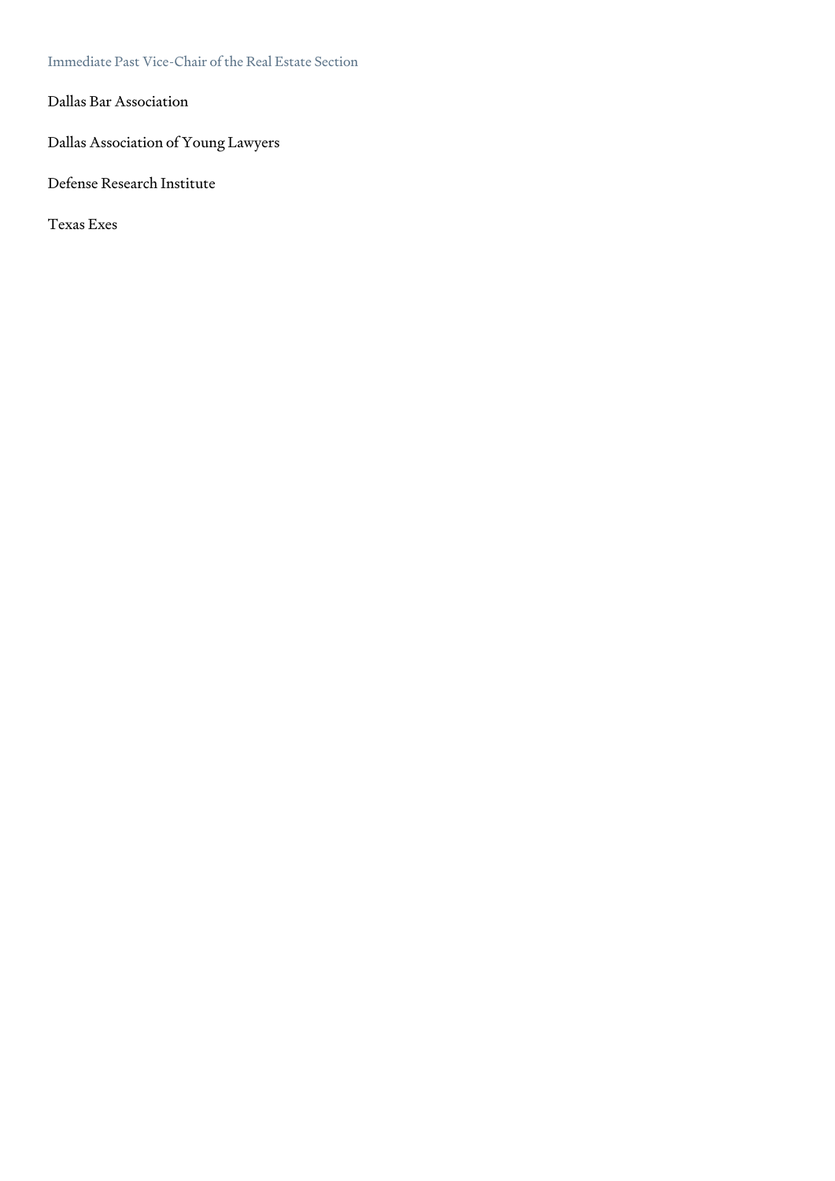Immediate Past Vice-Chair of the Real Estate Section

Dallas Bar Association

Dallas Association of Young Lawyers

Defense Research Institute

Texas Exes